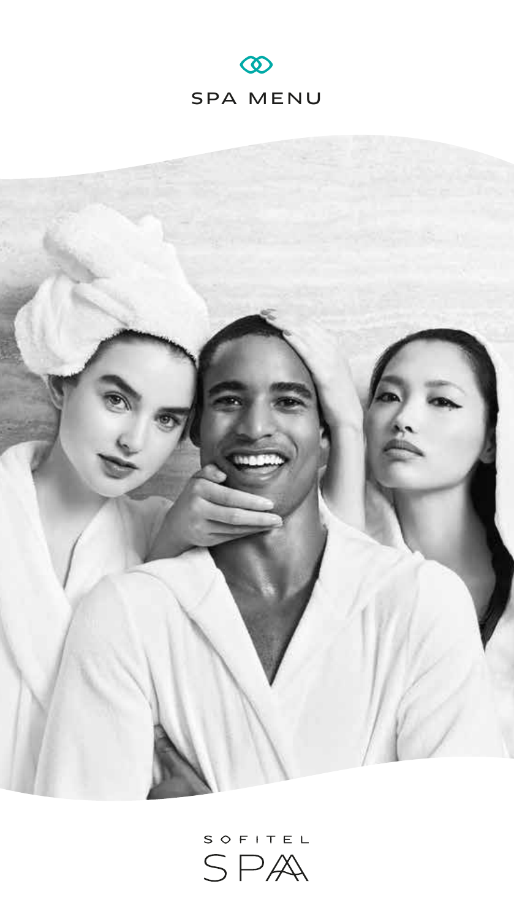# SPA MENU

SOFITEL

SPA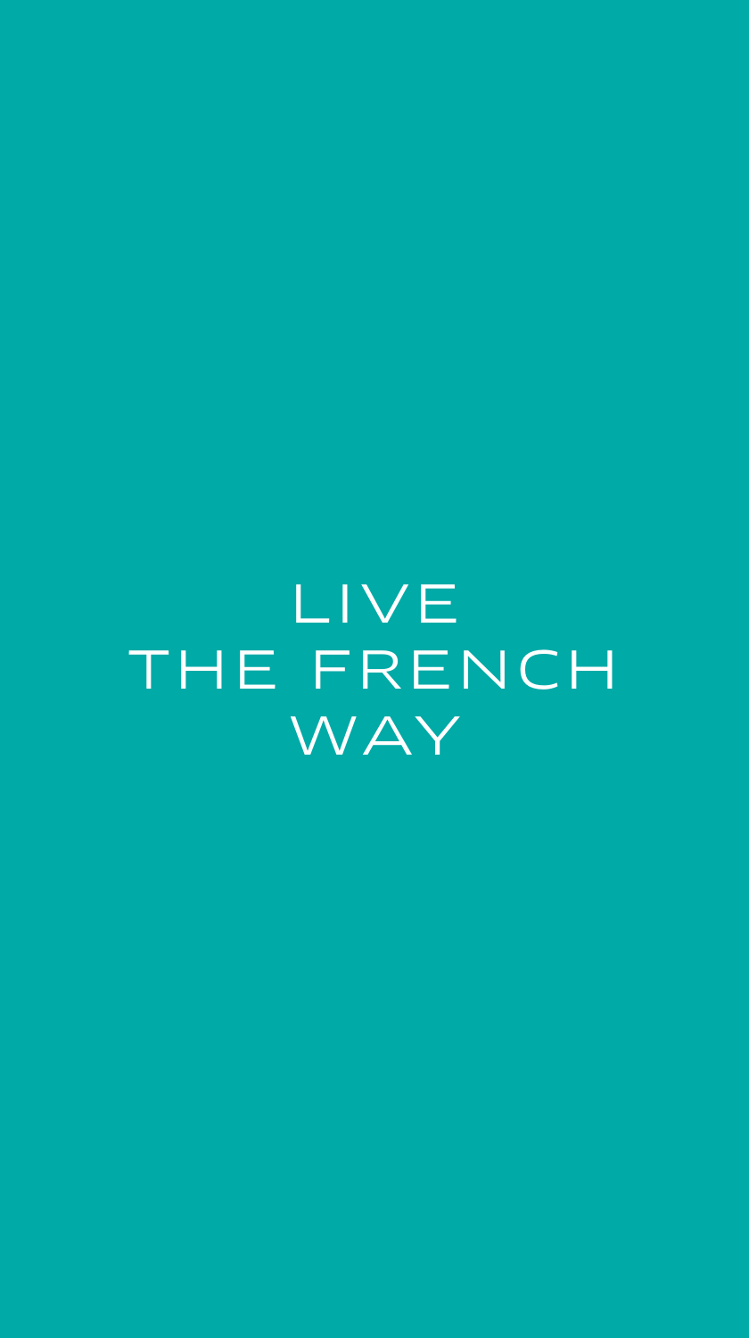# LIVE THE FRENCH WAY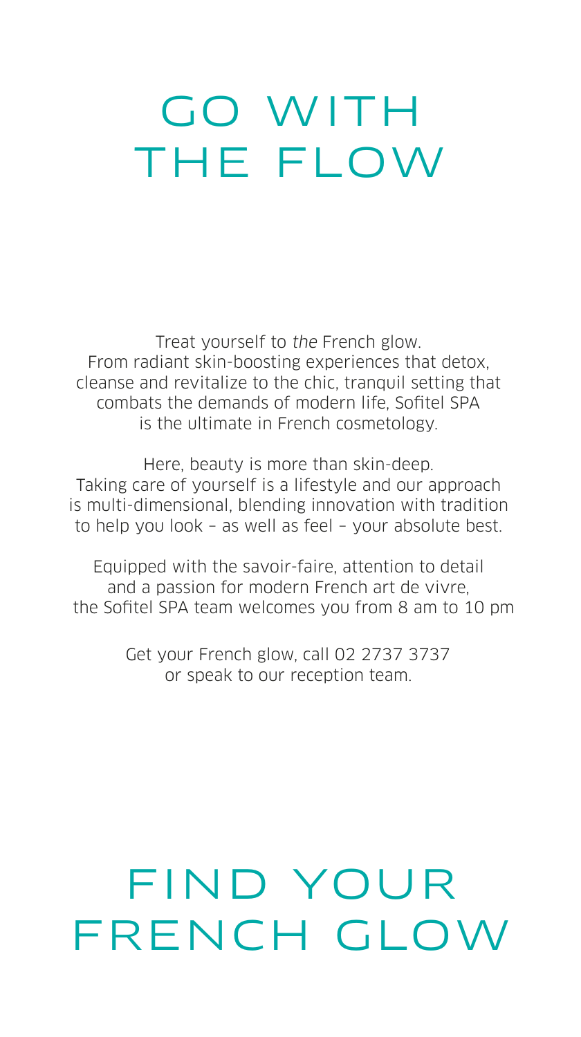# GO WITH THE FLOW

Treat yourself to *the* French glow.
From radiant skin-boosting experiences that detox, cleanse and revitalize to the chic, tranquil setting that combats the demands of modern life, Sofitel SPA is the ultimate in French cosmetology.

Here, beauty is more than skin-deep.
Taking care of yourself is a lifestyle and our approach is multi-dimensional, blending innovation with tradition to help you look – as well as feel – your absolute best.

Equipped with the savoir-faire, attention to detail and a passion for modern French art de vivre, the Sofitel SPA team welcomes you from 8 am to 10 pm

Get your French glow, call 02 2737 3737
or speak to our reception team.

# FIND YOUR FRENCH GLOW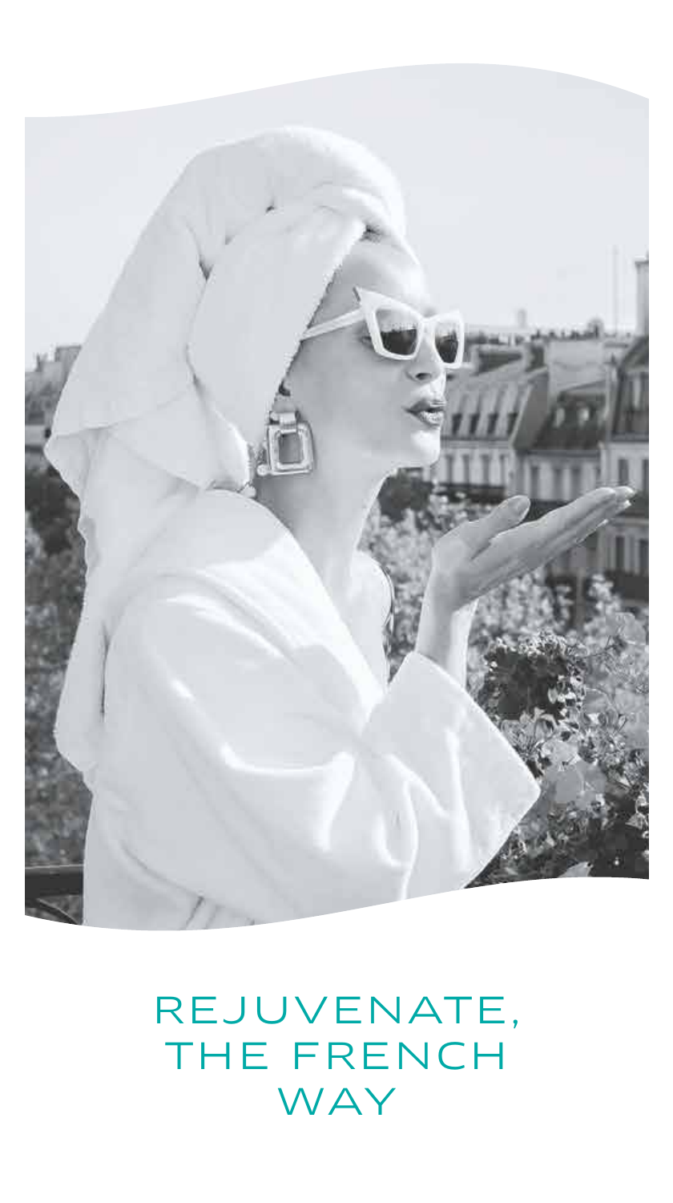# REJUVENATE, THE FRENCH WAY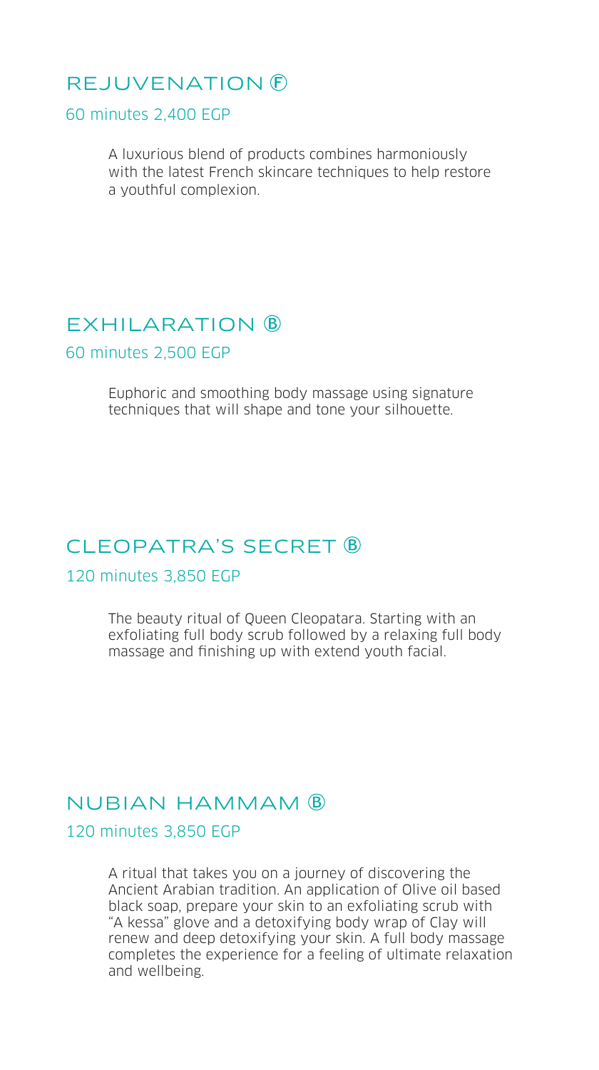## REJUVENATION Ⓕ

60 minutes 2,400 EGP

A luxurious blend of products combines harmoniously with the latest French skincare techniques to help restore a youthful complexion.

## EXHILARATION Ⓑ

60 minutes 2,500 EGP

Euphoric and smoothing body massage using signature techniques that will shape and tone your silhouette.

## CLEOPATRA'S SECRET Ⓑ

120 minutes 3,850 EGP

The beauty ritual of Queen Cleopatara. Starting with an exfoliating full body scrub followed by a relaxing full body massage and finishing up with extend youth facial.

## NUBIAN HAMMAM Ⓑ

120 minutes 3,850 EGP

A ritual that takes you on a journey of discovering the Ancient Arabian tradition. An application of Olive oil based black soap, prepare your skin to an exfoliating scrub with "A kessa" glove and a detoxifying body wrap of Clay will renew and deep detoxifying your skin. A full body massage completes the experience for a feeling of ultimate relaxation and wellbeing.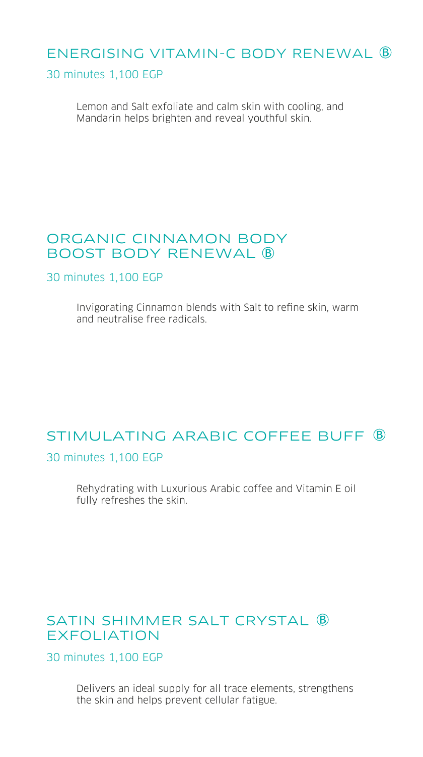## ENERGISING VITAMIN-C BODY RENEWAL Ⓑ

30 minutes 1,100 EGP

Lemon and Salt exfoliate and calm skin with cooling, and Mandarin helps brighten and reveal youthful skin.

## ORGANIC CINNAMON BODY BOOST BODY RENEWAL Ⓑ

30 minutes 1,100 EGP

Invigorating Cinnamon blends with Salt to refine skin, warm and neutralise free radicals.

## STIMULATING ARABIC COFFEE BUFF Ⓑ

30 minutes 1,100 EGP

Rehydrating with Luxurious Arabic coffee and Vitamin E oil fully refreshes the skin.

## SATIN SHIMMER SALT CRYSTAL Ⓑ EXFOLIATION

30 minutes 1,100 EGP

Delivers an ideal supply for all trace elements, strengthens the skin and helps prevent cellular fatigue.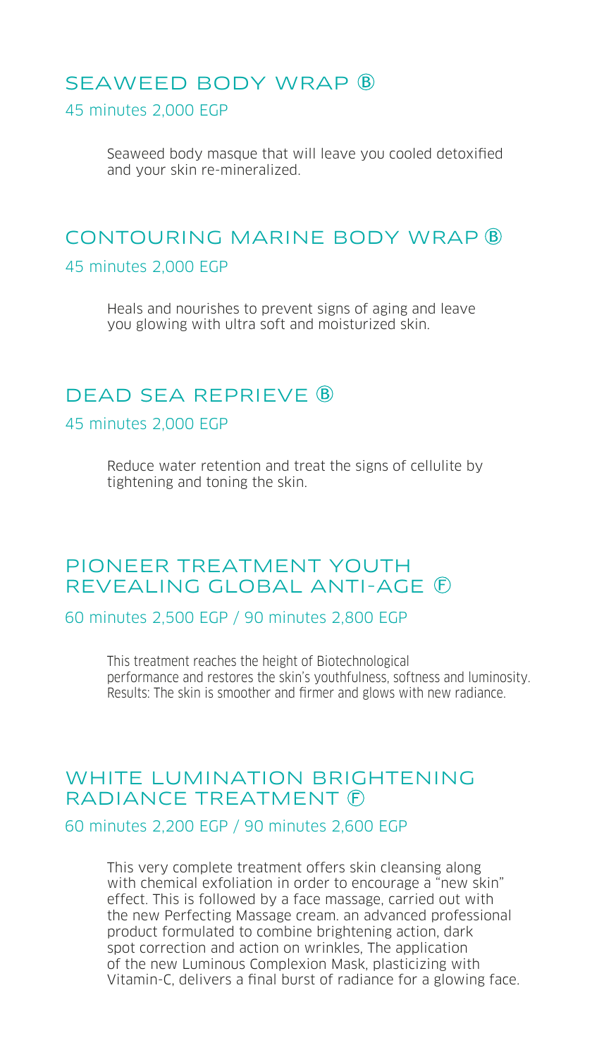## SEAWEED BODY WRAP Ⓑ

45 minutes 2,000 EGP

Seaweed body masque that will leave you cooled detoxified and your skin re-mineralized.

## CONTOURING MARINE BODY WRAP Ⓑ

45 minutes 2,000 EGP

Heals and nourishes to prevent signs of aging and leave you glowing with ultra soft and moisturized skin.

## DEAD SEA REPRIEVE Ⓑ

45 minutes 2,000 EGP

Reduce water retention and treat the signs of cellulite by tightening and toning the skin.

## PIONEER TREATMENT YOUTH REVEALING GLOBAL ANTI-AGE Ⓕ

60 minutes 2,500 EGP / 90 minutes 2,800 EGP

This treatment reaches the height of Biotechnological performance and restores the skin's youthfulness, softness and luminosity. Results: The skin is smoother and firmer and glows with new radiance.

## WHITE LUMINATION BRIGHTENING RADIANCE TREATMENT Ⓕ

60 minutes 2,200 EGP / 90 minutes 2,600 EGP

This very complete treatment offers skin cleansing along with chemical exfoliation in order to encourage a "new skin" effect. This is followed by a face massage, carried out with the new Perfecting Massage cream. an advanced professional product formulated to combine brightening action, dark spot correction and action on wrinkles, The application of the new Luminous Complexion Mask, plasticizing with Vitamin-C, delivers a final burst of radiance for a glowing face.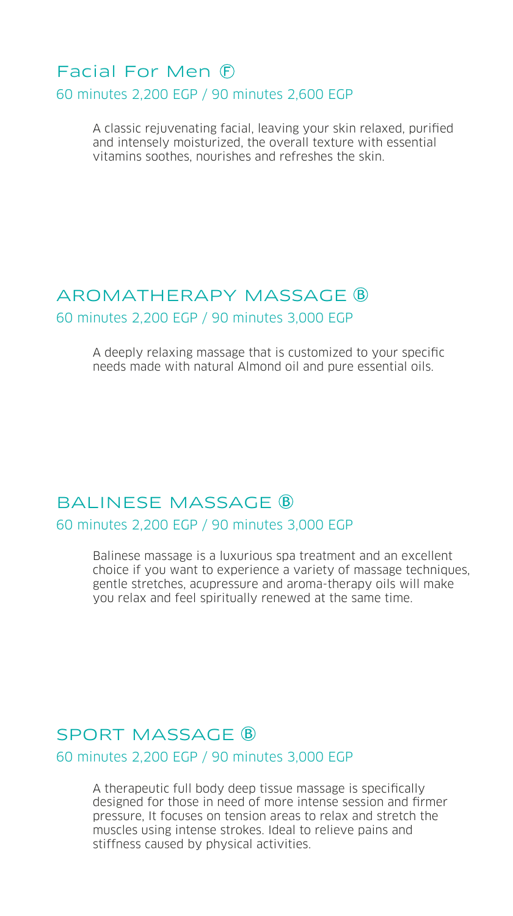## Facial For Men Ⓕ

60 minutes 2,200 EGP / 90 minutes 2,600 EGP

A classic rejuvenating facial, leaving your skin relaxed, purified and intensely moisturized, the overall texture with essential vitamins soothes, nourishes and refreshes the skin.

## AROMATHERAPY MASSAGE Ⓑ

60 minutes 2,200 EGP / 90 minutes 3,000 EGP

A deeply relaxing massage that is customized to your specific needs made with natural Almond oil and pure essential oils.

## BALINESE MASSAGE Ⓑ

60 minutes 2,200 EGP / 90 minutes 3,000 EGP

Balinese massage is a luxurious spa treatment and an excellent choice if you want to experience a variety of massage techniques, gentle stretches, acupressure and aroma-therapy oils will make you relax and feel spiritually renewed at the same time.

## SPORT MASSAGE Ⓑ

60 minutes 2,200 EGP / 90 minutes 3,000 EGP

A therapeutic full body deep tissue massage is specifically designed for those in need of more intense session and firmer pressure, It focuses on tension areas to relax and stretch the muscles using intense strokes. Ideal to relieve pains and stiffness caused by physical activities.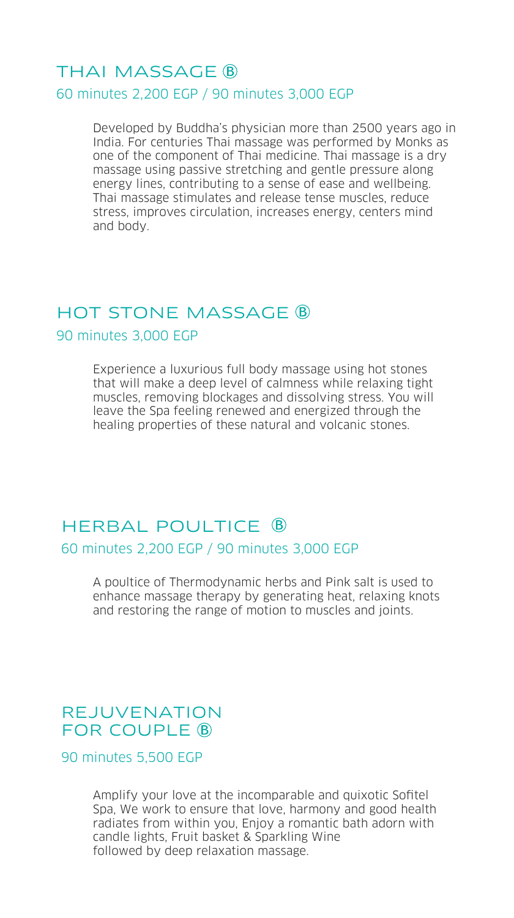## THAI MASSAGE Ⓑ

60 minutes 2,200 EGP / 90 minutes 3,000 EGP

Developed by Buddha's physician more than 2500 years ago in India. For centuries Thai massage was performed by Monks as one of the component of Thai medicine. Thai massage is a dry massage using passive stretching and gentle pressure along energy lines, contributing to a sense of ease and wellbeing. Thai massage stimulates and release tense muscles, reduce stress, improves circulation, increases energy, centers mind and body.

## HOT STONE MASSAGE Ⓑ

90 minutes 3,000 EGP

Experience a luxurious full body massage using hot stones that will make a deep level of calmness while relaxing tight muscles, removing blockages and dissolving stress. You will leave the Spa feeling renewed and energized through the healing properties of these natural and volcanic stones.

## HERBAL POULTICE Ⓑ

60 minutes 2,200 EGP / 90 minutes 3,000 EGP

A poultice of Thermodynamic herbs and Pink salt is used to enhance massage therapy by generating heat, relaxing knots and restoring the range of motion to muscles and joints.

## REJUVENATION FOR COUPLE Ⓑ

90 minutes 5,500 EGP

Amplify your love at the incomparable and quixotic Sofitel Spa, We work to ensure that love, harmony and good health radiates from within you, Enjoy a romantic bath adorn with candle lights, Fruit basket & Sparkling Wine followed by deep relaxation massage.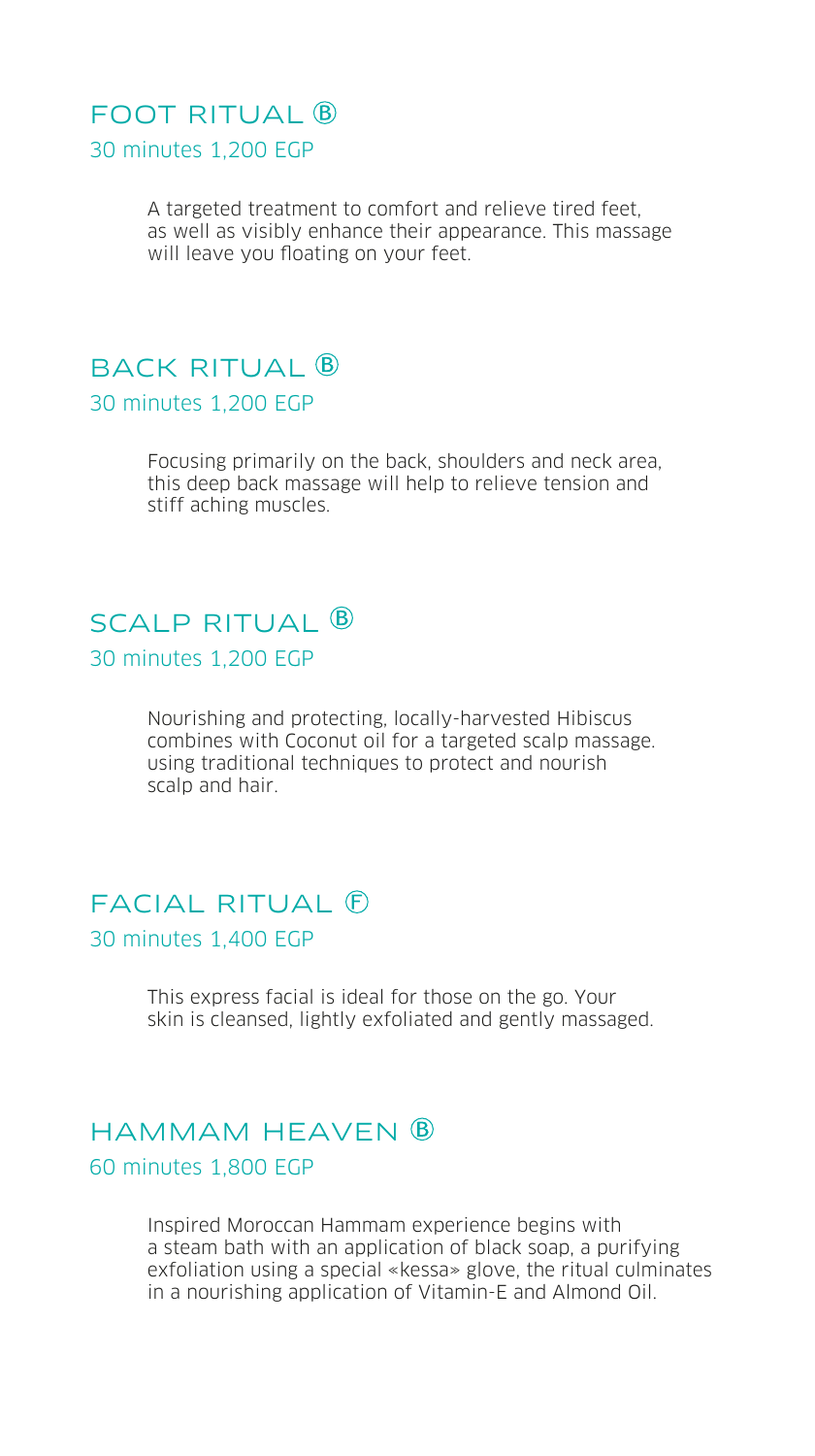## FOOT RITUAL Ⓑ

30 minutes 1,200 EGP

A targeted treatment to comfort and relieve tired feet, as well as visibly enhance their appearance. This massage will leave you floating on your feet.

## BACK RITUAL Ⓑ

30 minutes 1,200 EGP

Focusing primarily on the back, shoulders and neck area, this deep back massage will help to relieve tension and stiff aching muscles.

## SCALP RITUAL Ⓑ

30 minutes 1,200 EGP

Nourishing and protecting, locally-harvested Hibiscus combines with Coconut oil for a targeted scalp massage. using traditional techniques to protect and nourish scalp and hair.

## FACIAL RITUAL Ⓕ

30 minutes 1,400 EGP

This express facial is ideal for those on the go. Your skin is cleansed, lightly exfoliated and gently massaged.

## HAMMAM HEAVEN Ⓑ

60 minutes 1,800 EGP

Inspired Moroccan Hammam experience begins with a steam bath with an application of black soap, a purifying exfoliation using a special «kessa» glove, the ritual culminates in a nourishing application of Vitamin-E and Almond Oil.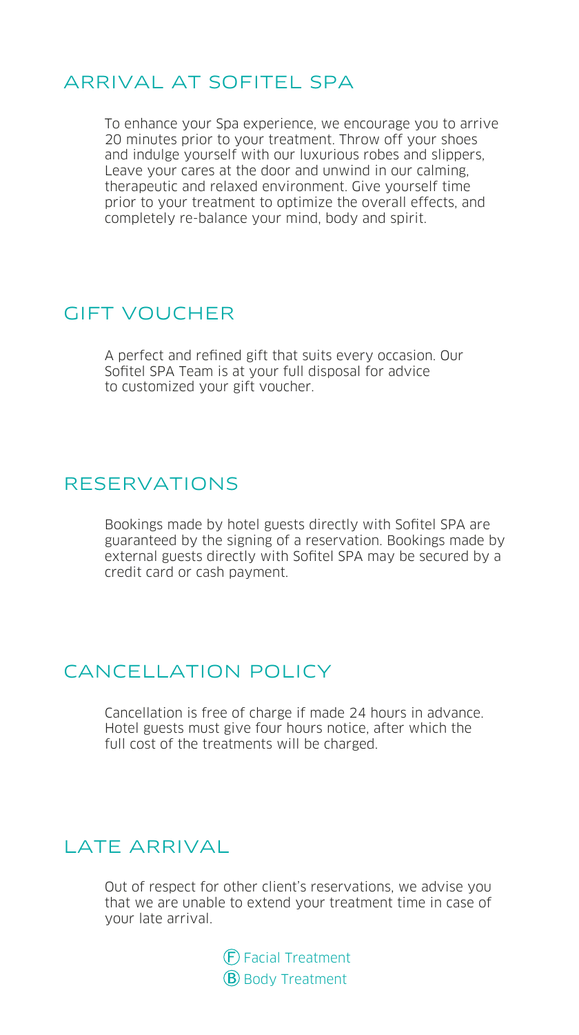## ARRIVAL AT SOFITEL SPA

To enhance your Spa experience, we encourage you to arrive 20 minutes prior to your treatment. Throw off your shoes and indulge yourself with our luxurious robes and slippers, Leave your cares at the door and unwind in our calming, therapeutic and relaxed environment. Give yourself time prior to your treatment to optimize the overall effects, and completely re-balance your mind, body and spirit.

## GIFT VOUCHER

A perfect and refined gift that suits every occasion. Our Sofitel SPA Team is at your full disposal for advice to customized your gift voucher.

## RESERVATIONS

Bookings made by hotel guests directly with Sofitel SPA are guaranteed by the signing of a reservation. Bookings made by external guests directly with Sofitel SPA may be secured by a credit card or cash payment.

## CANCELLATION POLICY

Cancellation is free of charge if made 24 hours in advance. Hotel guests must give four hours notice, after which the full cost of the treatments will be charged.

## LATE ARRIVAL

Out of respect for other client's reservations, we advise you that we are unable to extend your treatment time in case of your late arrival.

Ⓕ Facial Treatment
Ⓑ Body Treatment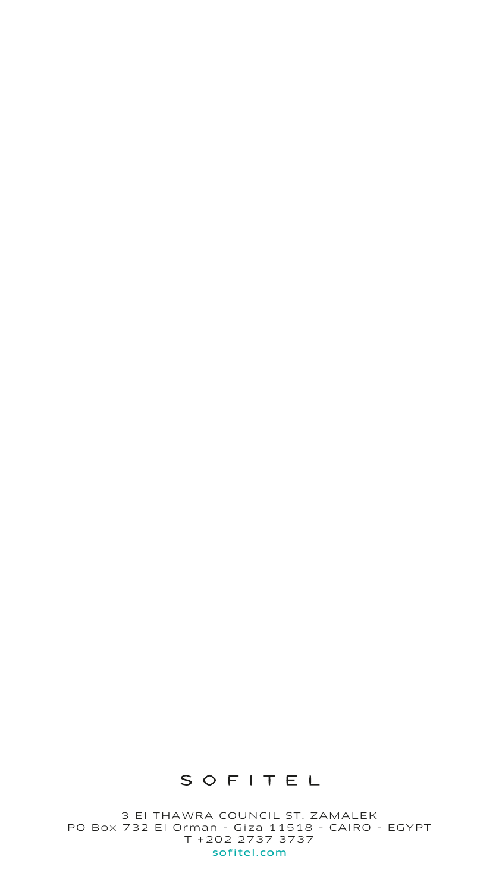SOFITEL

3 El THAWRA COUNCIL ST. ZAMALEK
PO Box 732 El Orman - Giza 11518 - CAIRO - EGYPT
T +202 2737 3737
sofitel.com